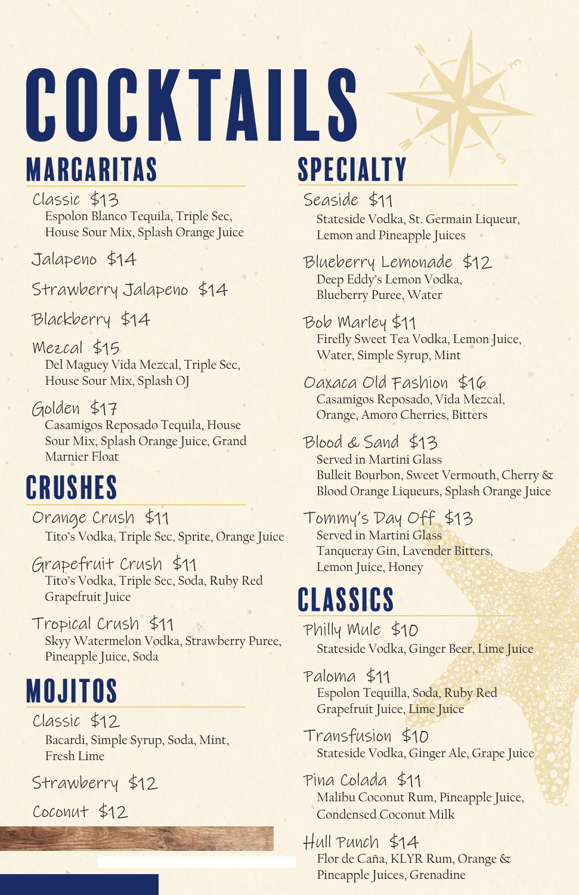# COCKTAILS

## MARGARITAS

**Classic $13**
Espolon Blanco Tequila, Triple Sec, House Sour Mix, Splash Orange Juice

**Jalapeno $14**

**Strawberry Jalapeno $14**

**Blackberry $14**

**Mezcal $15**
Del Maguey Vida Mezcal, Triple Sec, House Sour Mix, Splash OJ

**Golden $17**
Casamigos Reposado Tequila, House Sour Mix, Splash Orange Juice, Grand Marnier Float

## CRUSHES

**Orange Crush $11**
Tito's Vodka, Triple Sec, Sprite, Orange Juice

**Grapefruit Crush $11**
Tito's Vodka, Triple Sec, Soda, Ruby Red Grapefruit Juice

**Tropical Crush $11**
Skyy Watermelon Vodka, Strawberry Puree, Pineapple Juice, Soda

## MOJITOS

**Classic $12**
Bacardi, Simple Syrup, Soda, Mint, Fresh Lime

**Strawberry $12**

**Coconut $12**

## SPECIALTY

**Seaside $11**
Stateside Vodka, St. Germain Liqueur, Lemon and Pineapple Juices

**Blueberry Lemonade $12**
Deep Eddy's Lemon Vodka, Blueberry Puree, Water

**Bob Marley $11**
Firefly Sweet Tea Vodka, Lemon Juice, Water, Simple Syrup, Mint

**Oaxaca Old Fashion $16**
Casamigos Reposado, Vida Mezcal, Orange, Amoro Cherries, Bitters

**Blood & Sand $13**
Served in Martini Glass
Bulleit Bourbon, Sweet Vermouth, Cherry & Blood Orange Liqueurs, Splash Orange Juice

**Tommy's Day Off $13**
Served in Martini Glass
Tanqueray Gin, Lavender Bitters, Lemon Juice, Honey

## CLASSICS

**Philly Mule $10**
Stateside Vodka, Ginger Beer, Lime Juice

**Paloma $11**
Espolon Tequilla, Soda, Ruby Red Grapefruit Juice, Lime Juice

**Transfusion $10**
Stateside Vodka, Ginger Ale, Grape Juice

**Pina Colada $11**
Malibu Coconut Rum, Pineapple Juice, Condensed Coconut Milk

**Hull Punch $14**
Flor de Caña, KLYR Rum, Orange & Pineapple Juices, Grenadine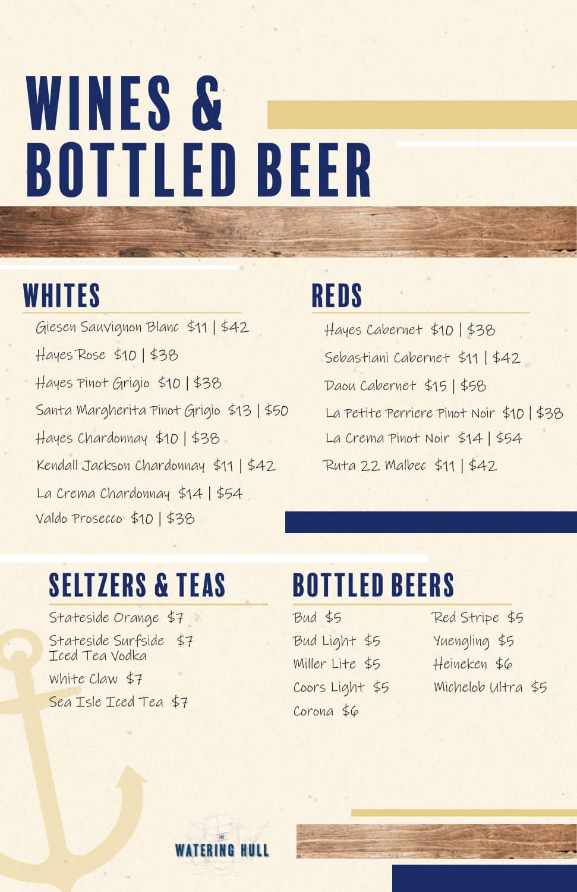# WINES & BOTTLED BEER

## WHITES

Giesen Sauvignon Blanc $11 | $42

Hayes Rose $10 | $38

Hayes Pinot Grigio $10 | $38

Santa Margherita Pinot Grigio $13 | $50

Hayes Chardonnay $10 | $38

Kendall Jackson Chardonnay $11 | $42

La Crema Chardonnay $14 | $54

Valdo Prosecco $10 | $38

## REDS

Hayes Cabernet $10 | $38

Sebastiani Cabernet $11 | $42

Daou Cabernet $15 | $58

La Petite Perriere Pinot Noir $10 | $38

La Crema Pinot Noir $14 | $54

Ruta 22 Malbec $11 | $42

## SELTZERS & TEAS

Stateside Orange $7

Stateside Surfside Iced Tea Vodka $7

White Claw $7

Sea Isle Iced Tea $7

## BOTTLED BEERS

Bud $5

Bud Light $5

Miller Lite $5

Coors Light $5

Corona $6

Red Stripe $5

Yuengling $5

Heineken $6

Michelob Ultra $5

THE WATERING HULL